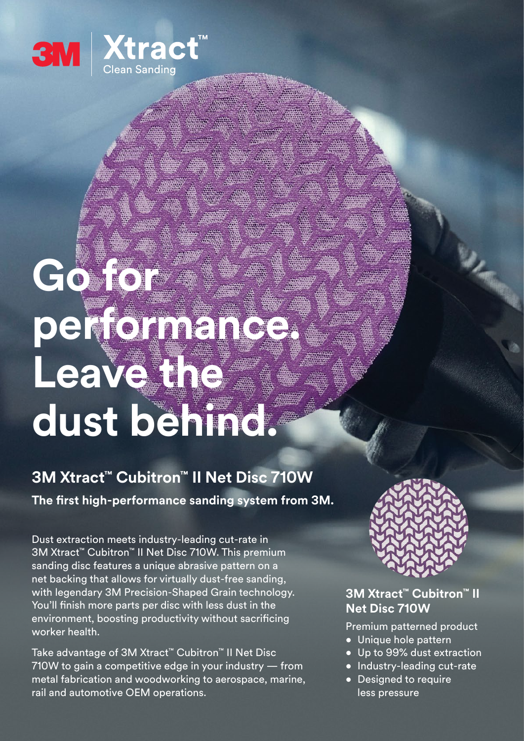3M | Xtract™ Clean Sanding

# Go for performance. Leave the dust behind.

## 3M Xtract™ Cubitron™ II Net Disc 710W

**The first high-performance sanding system from 3M.**

Dust extraction meets industry-leading cut-rate in 3M Xtract™ Cubitron™ II Net Disc 710W. This premium sanding disc features a unique abrasive pattern on a net backing that allows for virtually dust-free sanding, with legendary 3M Precision-Shaped Grain technology. You'll finish more parts per disc with less dust in the environment, boosting productivity without sacrificing worker health.

Take advantage of 3M Xtract™ Cubitron™ II Net Disc 710W to gain a competitive edge in your industry — from metal fabrication and woodworking to aerospace, marine, rail and automotive OEM operations.

### 3M Xtract™ Cubitron™ II Net Disc 710W

Premium patterned product

- Unique hole pattern
- Up to 99% dust extraction
- Industry-leading cut-rate
- Designed to require less pressure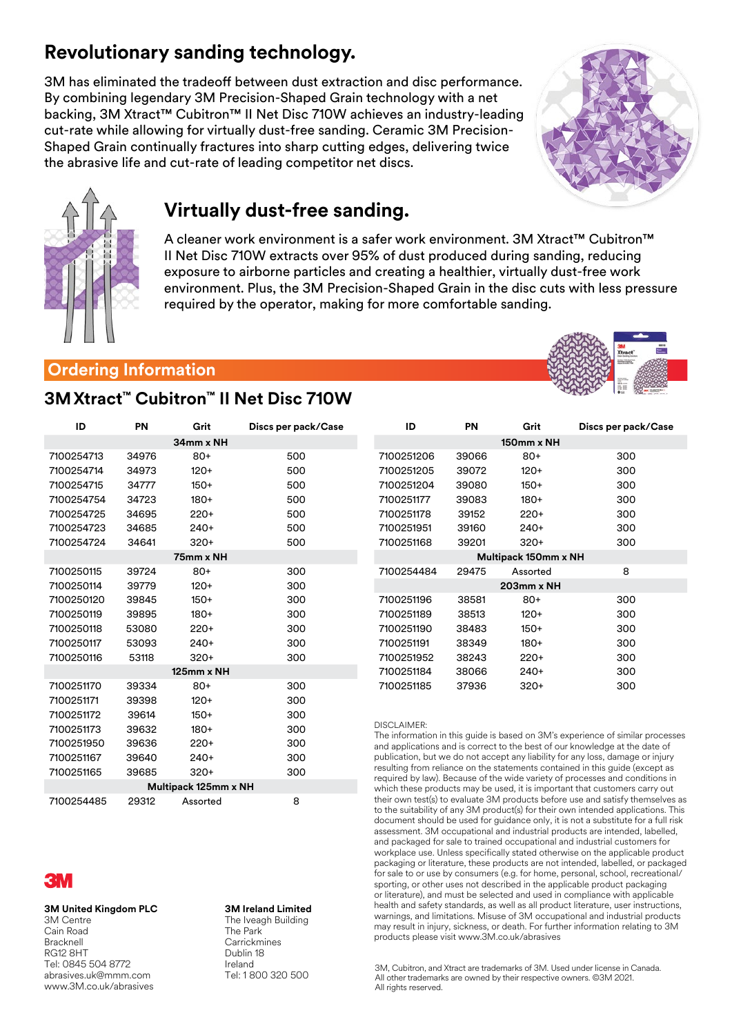## Revolutionary sanding technology.

3M has eliminated the tradeoff between dust extraction and disc performance. By combining legendary 3M Precision-Shaped Grain technology with a net backing, 3M Xtract™ Cubitron™ II Net Disc 710W achieves an industry-leading cut-rate while allowing for virtually dust-free sanding. Ceramic 3M Precision-Shaped Grain continually fractures into sharp cutting edges, delivering twice the abrasive life and cut-rate of leading competitor net discs.

## Virtually dust-free sanding.

A cleaner work environment is a safer work environment. 3M Xtract™ Cubitron™ II Net Disc 710W extracts over 95% of dust produced during sanding, reducing exposure to airborne particles and creating a healthier, virtually dust-free work environment. Plus, the 3M Precision-Shaped Grain in the disc cuts with less pressure required by the operator, making for more comfortable sanding.

## Ordering Information

### 3M Xtract™ Cubitron™ II Net Disc 710W

| ID | PN | Grit | Discs per pack/Case |
|---|---|---|---|
| **34mm x NH** | | | |
| 7100254713 | 34976 | 80+ | 500 |
| 7100254714 | 34973 | 120+ | 500 |
| 7100254715 | 34777 | 150+ | 500 |
| 7100254754 | 34723 | 180+ | 500 |
| 7100254725 | 34695 | 220+ | 500 |
| 7100254723 | 34685 | 240+ | 500 |
| 7100254724 | 34641 | 320+ | 500 |
| **75mm x NH** | | | |
| 7100250115 | 39724 | 80+ | 300 |
| 7100250114 | 39779 | 120+ | 300 |
| 7100250120 | 39845 | 150+ | 300 |
| 7100250119 | 39895 | 180+ | 300 |
| 7100250118 | 53080 | 220+ | 300 |
| 7100250117 | 53093 | 240+ | 300 |
| 7100250116 | 53118 | 320+ | 300 |
| **125mm x NH** | | | |
| 7100251170 | 39334 | 80+ | 300 |
| 7100251171 | 39398 | 120+ | 300 |
| 7100251172 | 39614 | 150+ | 300 |
| 7100251173 | 39632 | 180+ | 300 |
| 7100251950 | 39636 | 220+ | 300 |
| 7100251167 | 39640 | 240+ | 300 |
| 7100251165 | 39685 | 320+ | 300 |
| **Multipack 125mm x NH** | | | |
| 7100254485 | 29312 | Assorted | 8 |
| **150mm x NH** | | | |
| 7100251206 | 39066 | 80+ | 300 |
| 7100251205 | 39072 | 120+ | 300 |
| 7100251204 | 39080 | 150+ | 300 |
| 7100251177 | 39083 | 180+ | 300 |
| 7100251178 | 39152 | 220+ | 300 |
| 7100251951 | 39160 | 240+ | 300 |
| 7100251168 | 39201 | 320+ | 300 |
| **Multipack 150mm x NH** | | | |
| 7100254484 | 29475 | Assorted | 8 |
| **203mm x NH** | | | |
| 7100251196 | 38581 | 80+ | 300 |
| 7100251189 | 38513 | 120+ | 300 |
| 7100251190 | 38483 | 150+ | 300 |
| 7100251191 | 38349 | 180+ | 300 |
| 7100251952 | 38243 | 220+ | 300 |
| 7100251184 | 38066 | 240+ | 300 |
| 7100251185 | 37936 | 320+ | 300 |

DISCLAIMER:
The information in this guide is based on 3M's experience of similar processes and applications and is correct to the best of our knowledge at the date of publication, but we do not accept any liability for any loss, damage or injury resulting from reliance on the statements contained in this guide (except as required by law). Because of the wide variety of processes and conditions in which these products may be used, it is important that customers carry out their own test(s) to evaluate 3M products before use and satisfy themselves as to the suitability of any 3M product(s) for their own intended applications. This document should be used for guidance only, it is not a substitute for a full risk assessment. 3M occupational and industrial products are intended, labelled, and packaged for sale to trained occupational and industrial customers for workplace use. Unless specifically stated otherwise on the applicable product packaging or literature, these products are not intended, labelled, or packaged for sale to or use by consumers (e.g. for home, personal, school, recreational/sporting, or other uses not described in the applicable product packaging or literature), and must be selected and used in compliance with applicable health and safety standards, as well as all product literature, user instructions, warnings, and limitations. Misuse of 3M occupational and industrial products may result in injury, sickness, or death. For further information relating to 3M products please visit www.3M.co.uk/abrasives

3M

**3M United Kingdom PLC**
3M Centre
Cain Road
Bracknell
RG12 8HT
Tel: 0845 504 8772
abrasives.uk@mmm.com
www.3M.co.uk/abrasives

**3M Ireland Limited**
The Iveagh Building
The Park
Carrickmines
Dublin 18
Ireland
Tel: 1 800 320 500

3M, Cubitron, and Xtract are trademarks of 3M. Used under license in Canada.
All other trademarks are owned by their respective owners. ©3M 2021.
All rights reserved.